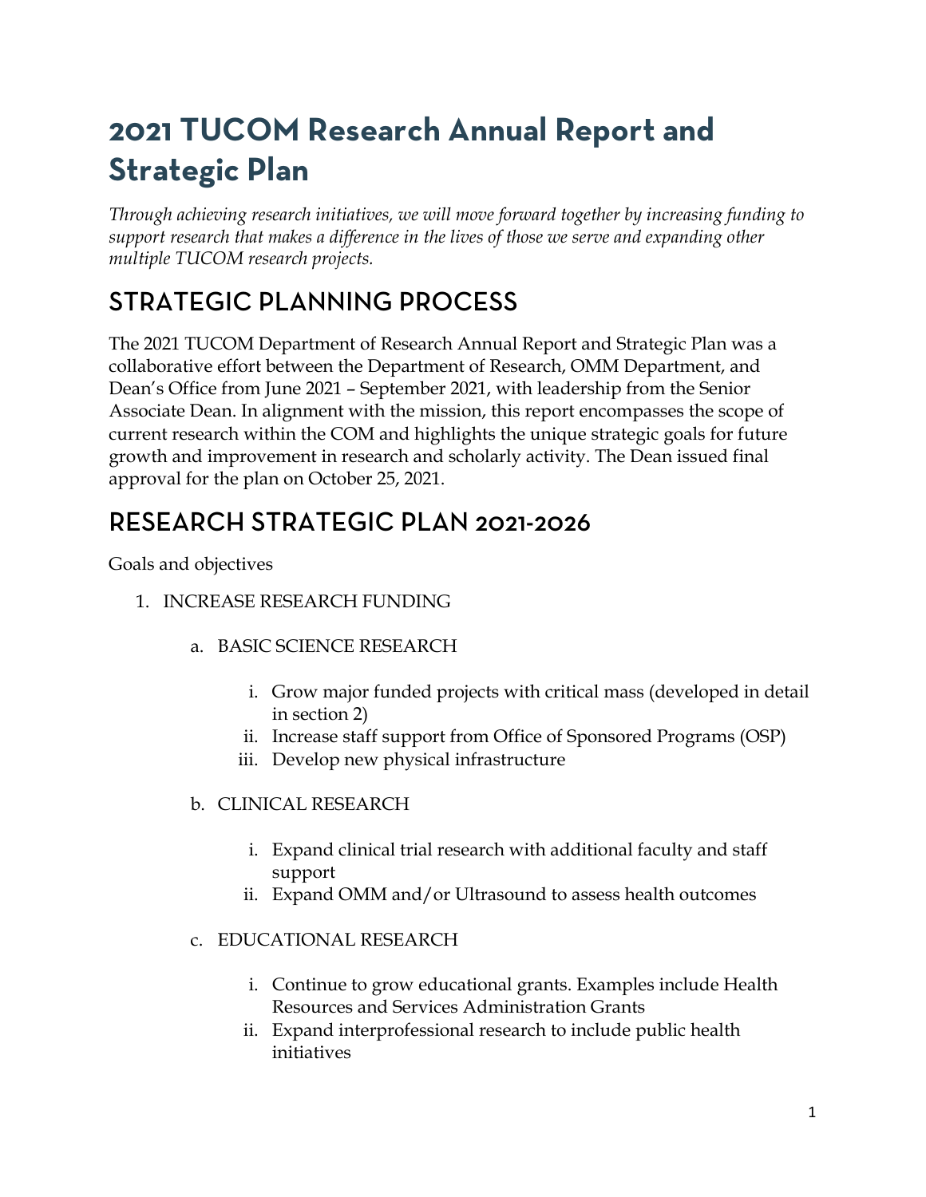# 2021 TUCOM Research Annual Report and Strategic Plan

*Through achieving research initiatives, we will move forward together by increasing funding to support research that makes a difference in the lives of those we serve and expanding other multiple TUCOM research projects.*

## STRATEGIC PLANNING PROCESS

The 2021 TUCOM Department of Research Annual Report and Strategic Plan was a collaborative effort between the Department of Research, OMM Department, and Dean's Office from June 2021 – September 2021, with leadership from the Senior Associate Dean. In alignment with the mission, this report encompasses the scope of current research within the COM and highlights the unique strategic goals for future growth and improvement in research and scholarly activity. The Dean issued final approval for the plan on October 25, 2021.

## RESEARCH STRATEGIC PLAN 2021-2026

Goals and objectives

1. INCREASE RESEARCH FUNDING
    a. BASIC SCIENCE RESEARCH
        i. Grow major funded projects with critical mass (developed in detail in section 2)
        ii. Increase staff support from Office of Sponsored Programs (OSP)
        iii. Develop new physical infrastructure
    b. CLINICAL RESEARCH
        i. Expand clinical trial research with additional faculty and staff support
        ii. Expand OMM and/or Ultrasound to assess health outcomes
    c. EDUCATIONAL RESEARCH
        i. Continue to grow educational grants. Examples include Health Resources and Services Administration Grants
        ii. Expand interprofessional research to include public health initiatives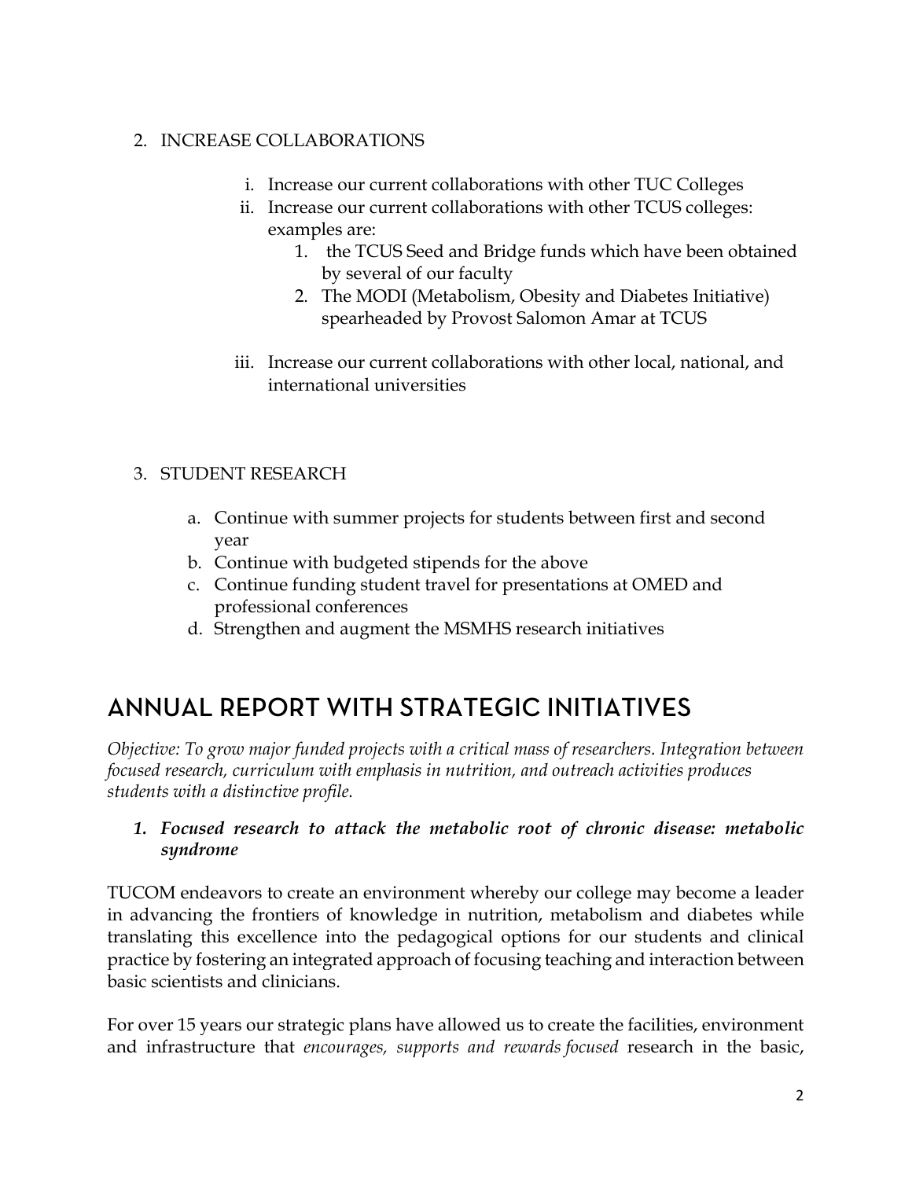2. INCREASE COLLABORATIONS

   i. Increase our current collaborations with other TUC Colleges
   ii. Increase our current collaborations with other TCUS colleges: examples are:
      1. the TCUS Seed and Bridge funds which have been obtained by several of our faculty
      2. The MODI (Metabolism, Obesity and Diabetes Initiative) spearheaded by Provost Salomon Amar at TCUS
   iii. Increase our current collaborations with other local, national, and international universities

3. STUDENT RESEARCH

   a. Continue with summer projects for students between first and second year
   b. Continue with budgeted stipends for the above
   c. Continue funding student travel for presentations at OMED and professional conferences
   d. Strengthen and augment the MSMHS research initiatives

# ANNUAL REPORT WITH STRATEGIC INITIATIVES

*Objective: To grow major funded projects with a critical mass of researchers. Integration between focused research, curriculum with emphasis in nutrition, and outreach activities produces students with a distinctive profile.*

1. ***Focused research to attack the metabolic root of chronic disease: metabolic syndrome***

TUCOM endeavors to create an environment whereby our college may become a leader in advancing the frontiers of knowledge in nutrition, metabolism and diabetes while translating this excellence into the pedagogical options for our students and clinical practice by fostering an integrated approach of focusing teaching and interaction between basic scientists and clinicians.

For over 15 years our strategic plans have allowed us to create the facilities, environment and infrastructure that *encourages, supports and rewards focused* research in the basic,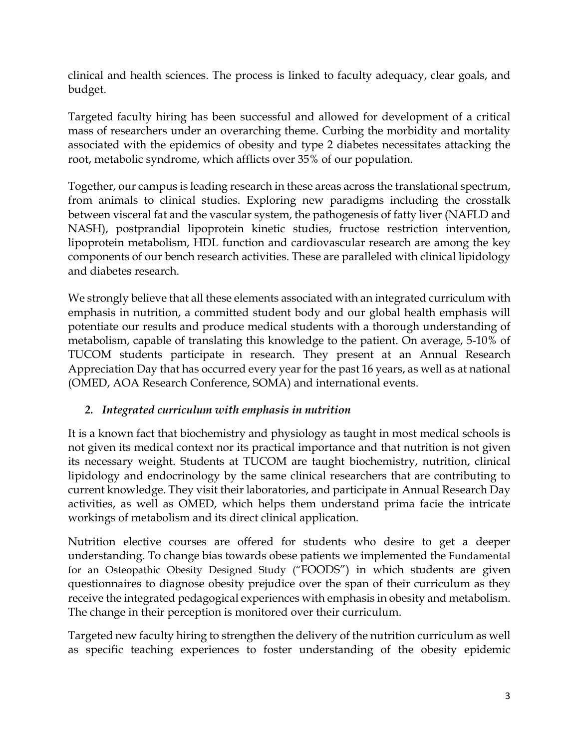clinical and health sciences. The process is linked to faculty adequacy, clear goals, and budget.

Targeted faculty hiring has been successful and allowed for development of a critical mass of researchers under an overarching theme. Curbing the morbidity and mortality associated with the epidemics of obesity and type 2 diabetes necessitates attacking the root, metabolic syndrome, which afflicts over 35% of our population.

Together, our campus is leading research in these areas across the translational spectrum, from animals to clinical studies. Exploring new paradigms including the crosstalk between visceral fat and the vascular system, the pathogenesis of fatty liver (NAFLD and NASH), postprandial lipoprotein kinetic studies, fructose restriction intervention, lipoprotein metabolism, HDL function and cardiovascular research are among the key components of our bench research activities. These are paralleled with clinical lipidology and diabetes research.

We strongly believe that all these elements associated with an integrated curriculum with emphasis in nutrition, a committed student body and our global health emphasis will potentiate our results and produce medical students with a thorough understanding of metabolism, capable of translating this knowledge to the patient. On average, 5-10% of TUCOM students participate in research. They present at an Annual Research Appreciation Day that has occurred every year for the past 16 years, as well as at national (OMED, AOA Research Conference, SOMA) and international events.

## 2. *Integrated curriculum with emphasis in nutrition*

It is a known fact that biochemistry and physiology as taught in most medical schools is not given its medical context nor its practical importance and that nutrition is not given its necessary weight. Students at TUCOM are taught biochemistry, nutrition, clinical lipidology and endocrinology by the same clinical researchers that are contributing to current knowledge. They visit their laboratories, and participate in Annual Research Day activities, as well as OMED, which helps them understand prima facie the intricate workings of metabolism and its direct clinical application.

Nutrition elective courses are offered for students who desire to get a deeper understanding. To change bias towards obese patients we implemented the Fundamental for an Osteopathic Obesity Designed Study ("FOODS") in which students are given questionnaires to diagnose obesity prejudice over the span of their curriculum as they receive the integrated pedagogical experiences with emphasis in obesity and metabolism. The change in their perception is monitored over their curriculum.

Targeted new faculty hiring to strengthen the delivery of the nutrition curriculum as well as specific teaching experiences to foster understanding of the obesity epidemic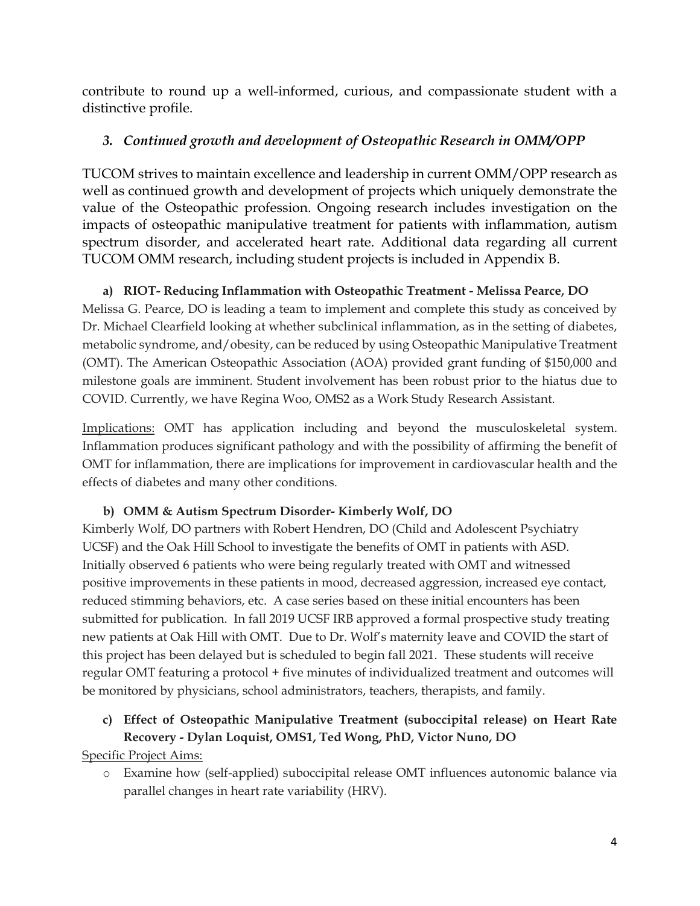contribute to round up a well-informed, curious, and compassionate student with a distinctive profile.

### *3. Continued growth and development of Osteopathic Research in OMM/OPP*

TUCOM strives to maintain excellence and leadership in current OMM/OPP research as well as continued growth and development of projects which uniquely demonstrate the value of the Osteopathic profession. Ongoing research includes investigation on the impacts of osteopathic manipulative treatment for patients with inflammation, autism spectrum disorder, and accelerated heart rate. Additional data regarding all current TUCOM OMM research, including student projects is included in Appendix B.

#### a) RIOT- Reducing Inflammation with Osteopathic Treatment - Melissa Pearce, DO

Melissa G. Pearce, DO is leading a team to implement and complete this study as conceived by Dr. Michael Clearfield looking at whether subclinical inflammation, as in the setting of diabetes, metabolic syndrome, and/obesity, can be reduced by using Osteopathic Manipulative Treatment (OMT). The American Osteopathic Association (AOA) provided grant funding of $150,000 and milestone goals are imminent. Student involvement has been robust prior to the hiatus due to COVID. Currently, we have Regina Woo, OMS2 as a Work Study Research Assistant.

Implications: OMT has application including and beyond the musculoskeletal system. Inflammation produces significant pathology and with the possibility of affirming the benefit of OMT for inflammation, there are implications for improvement in cardiovascular health and the effects of diabetes and many other conditions.

#### b) OMM & Autism Spectrum Disorder- Kimberly Wolf, DO

Kimberly Wolf, DO partners with Robert Hendren, DO (Child and Adolescent Psychiatry UCSF) and the Oak Hill School to investigate the benefits of OMT in patients with ASD. Initially observed 6 patients who were being regularly treated with OMT and witnessed positive improvements in these patients in mood, decreased aggression, increased eye contact, reduced stimming behaviors, etc. A case series based on these initial encounters has been submitted for publication. In fall 2019 UCSF IRB approved a formal prospective study treating new patients at Oak Hill with OMT. Due to Dr. Wolf's maternity leave and COVID the start of this project has been delayed but is scheduled to begin fall 2021. These students will receive regular OMT featuring a protocol + five minutes of individualized treatment and outcomes will be monitored by physicians, school administrators, teachers, therapists, and family.

#### c) Effect of Osteopathic Manipulative Treatment (suboccipital release) on Heart Rate Recovery - Dylan Loquist, OMS1, Ted Wong, PhD, Victor Nuno, DO

Specific Project Aims:

- Examine how (self-applied) suboccipital release OMT influences autonomic balance via parallel changes in heart rate variability (HRV).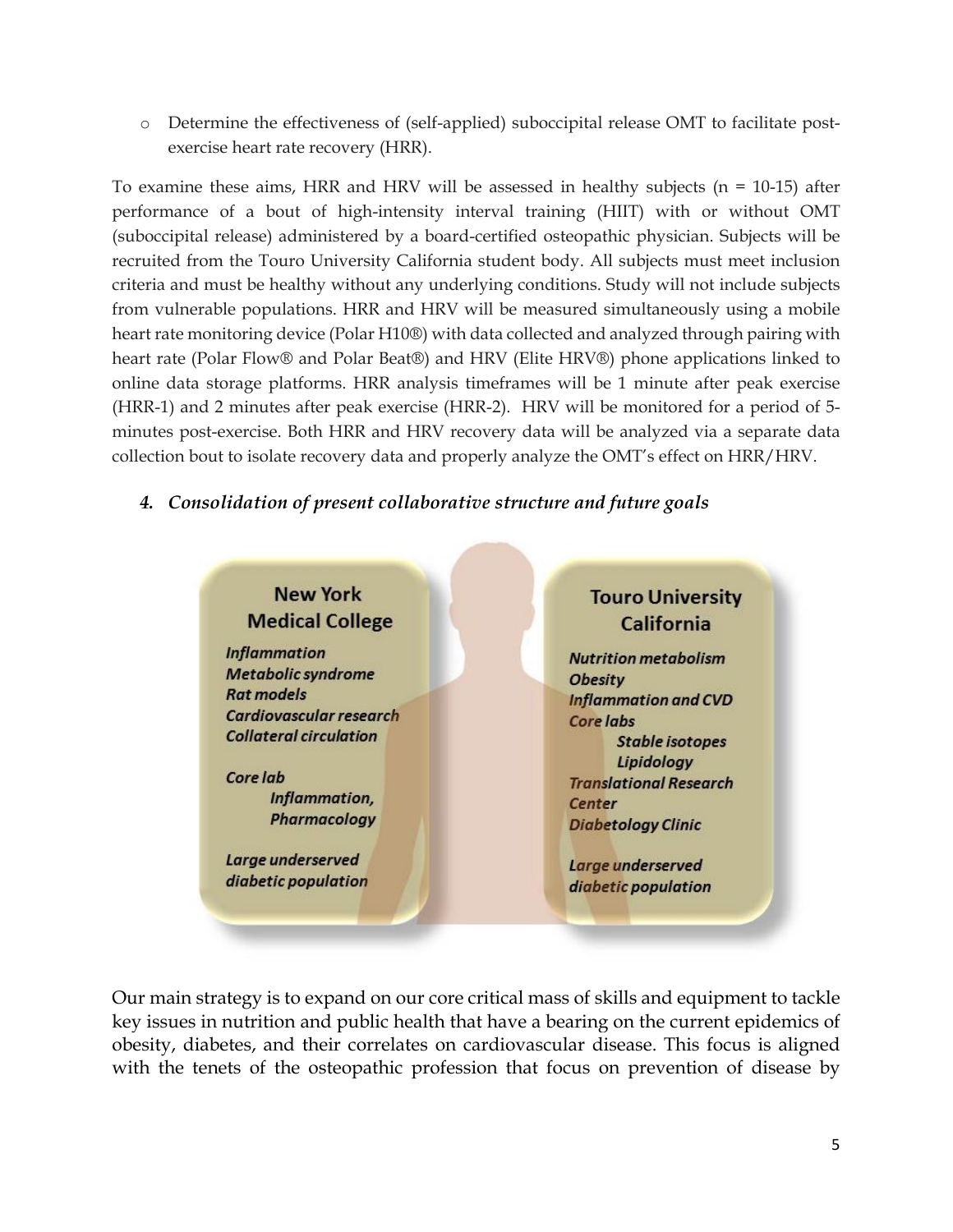- Determine the effectiveness of (self-applied) suboccipital release OMT to facilitate post-exercise heart rate recovery (HRR).

To examine these aims, HRR and HRV will be assessed in healthy subjects (n = 10-15) after performance of a bout of high-intensity interval training (HIIT) with or without OMT (suboccipital release) administered by a board-certified osteopathic physician. Subjects will be recruited from the Touro University California student body. All subjects must meet inclusion criteria and must be healthy without any underlying conditions. Study will not include subjects from vulnerable populations. HRR and HRV will be measured simultaneously using a mobile heart rate monitoring device (Polar H10®) with data collected and analyzed through pairing with heart rate (Polar Flow® and Polar Beat®) and HRV (Elite HRV®) phone applications linked to online data storage platforms. HRR analysis timeframes will be 1 minute after peak exercise (HRR-1) and 2 minutes after peak exercise (HRR-2). HRV will be monitored for a period of 5-minutes post-exercise. Both HRR and HRV recovery data will be analyzed via a separate data collection bout to isolate recovery data and properly analyze the OMT's effect on HRR/HRV.

### 4. *Consolidation of present collaborative structure and future goals*

**New York Medical College**

***Inflammation***
***Metabolic syndrome***
***Rat models***
***Cardiovascular research***
***Collateral circulation***

***Core lab***
- ***Inflammation,***
- ***Pharmacology***

***Large underserved diabetic population***

**Touro University California**

***Nutrition metabolism***
***Obesity***
***Inflammation and CVD***
***Core labs***
- ***Stable isotopes***
- ***Lipidology***

***Translational Research Center***
***Diabetology Clinic***

***Large underserved diabetic population***

Our main strategy is to expand on our core critical mass of skills and equipment to tackle key issues in nutrition and public health that have a bearing on the current epidemics of obesity, diabetes, and their correlates on cardiovascular disease. This focus is aligned with the tenets of the osteopathic profession that focus on prevention of disease by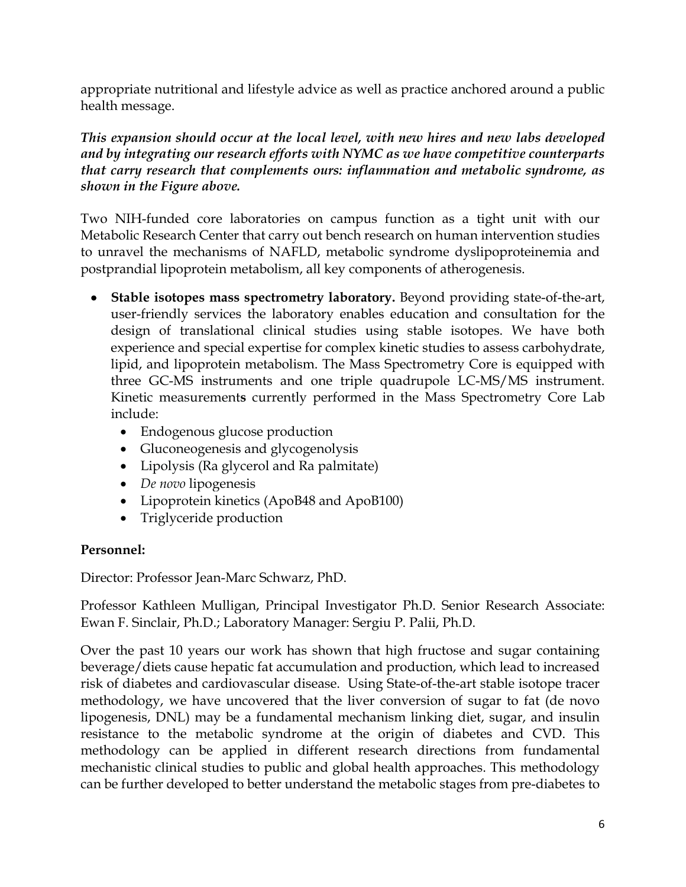appropriate nutritional and lifestyle advice as well as practice anchored around a public health message.

***This expansion should occur at the local level, with new hires and new labs developed and by integrating our research efforts with NYMC as we have competitive counterparts that carry research that complements ours: inflammation and metabolic syndrome, as shown in the Figure above.***

Two NIH-funded core laboratories on campus function as a tight unit with our Metabolic Research Center that carry out bench research on human intervention studies to unravel the mechanisms of NAFLD, metabolic syndrome dyslipoproteinemia and postprandial lipoprotein metabolism, all key components of atherogenesis.

- **Stable isotopes mass spectrometry laboratory.** Beyond providing state-of-the-art, user-friendly services the laboratory enables education and consultation for the design of translational clinical studies using stable isotopes. We have both experience and special expertise for complex kinetic studies to assess carbohydrate, lipid, and lipoprotein metabolism. The Mass Spectrometry Core is equipped with three GC-MS instruments and one triple quadrupole LC-MS/MS instrument. Kinetic measurements currently performed in the Mass Spectrometry Core Lab include:
  - Endogenous glucose production
  - Gluconeogenesis and glycogenolysis
  - Lipolysis (Ra glycerol and Ra palmitate)
  - *De novo* lipogenesis
  - Lipoprotein kinetics (ApoB48 and ApoB100)
  - Triglyceride production

**Personnel:**

Director: Professor Jean-Marc Schwarz, PhD.

Professor Kathleen Mulligan, Principal Investigator Ph.D. Senior Research Associate: Ewan F. Sinclair, Ph.D.; Laboratory Manager: Sergiu P. Palii, Ph.D.

Over the past 10 years our work has shown that high fructose and sugar containing beverage/diets cause hepatic fat accumulation and production, which lead to increased risk of diabetes and cardiovascular disease. Using State-of-the-art stable isotope tracer methodology, we have uncovered that the liver conversion of sugar to fat (de novo lipogenesis, DNL) may be a fundamental mechanism linking diet, sugar, and insulin resistance to the metabolic syndrome at the origin of diabetes and CVD. This methodology can be applied in different research directions from fundamental mechanistic clinical studies to public and global health approaches. This methodology can be further developed to better understand the metabolic stages from pre-diabetes to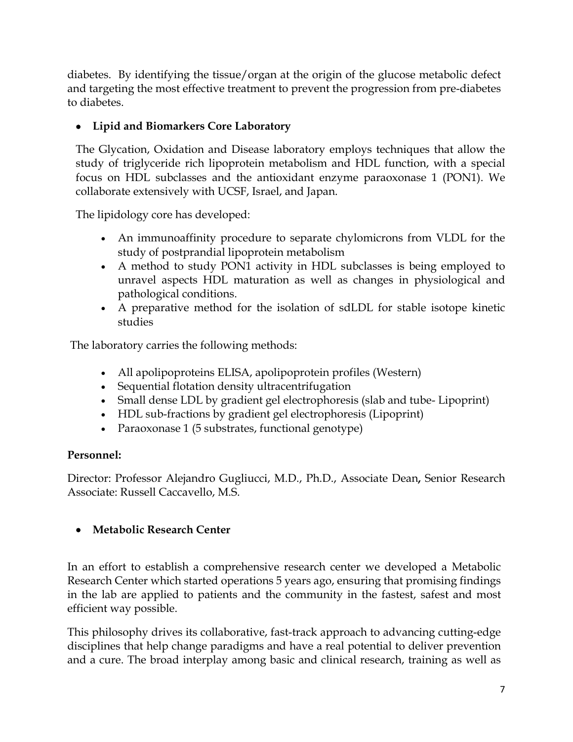diabetes. By identifying the tissue/organ at the origin of the glucose metabolic defect and targeting the most effective treatment to prevent the progression from pre-diabetes to diabetes.

- **Lipid and Biomarkers Core Laboratory**

The Glycation, Oxidation and Disease laboratory employs techniques that allow the study of triglyceride rich lipoprotein metabolism and HDL function, with a special focus on HDL subclasses and the antioxidant enzyme paraoxonase 1 (PON1). We collaborate extensively with UCSF, Israel, and Japan.

The lipidology core has developed:

- An immunoaffinity procedure to separate chylomicrons from VLDL for the study of postprandial lipoprotein metabolism
- A method to study PON1 activity in HDL subclasses is being employed to unravel aspects HDL maturation as well as changes in physiological and pathological conditions.
- A preparative method for the isolation of sdLDL for stable isotope kinetic studies

The laboratory carries the following methods:

- All apolipoproteins ELISA, apolipoprotein profiles (Western)
- Sequential flotation density ultracentrifugation
- Small dense LDL by gradient gel electrophoresis (slab and tube- Lipoprint)
- HDL sub-fractions by gradient gel electrophoresis (Lipoprint)
- Paraoxonase 1 (5 substrates, functional genotype)

**Personnel:**

Director: Professor Alejandro Gugliucci, M.D., Ph.D., Associate Dean**,** Senior Research Associate: Russell Caccavello, M.S.

- **Metabolic Research Center**

In an effort to establish a comprehensive research center we developed a Metabolic Research Center which started operations 5 years ago, ensuring that promising findings in the lab are applied to patients and the community in the fastest, safest and most efficient way possible.

This philosophy drives its collaborative, fast-track approach to advancing cutting-edge disciplines that help change paradigms and have a real potential to deliver prevention and a cure. The broad interplay among basic and clinical research, training as well as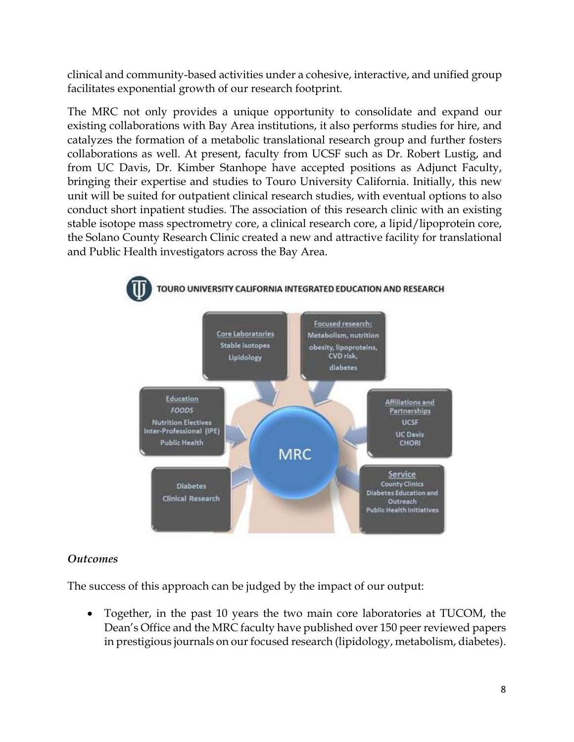clinical and community-based activities under a cohesive, interactive, and unified group facilitates exponential growth of our research footprint.

The MRC not only provides a unique opportunity to consolidate and expand our existing collaborations with Bay Area institutions, it also performs studies for hire, and catalyzes the formation of a metabolic translational research group and further fosters collaborations as well. At present, faculty from UCSF such as Dr. Robert Lustig, and from UC Davis, Dr. Kimber Stanhope have accepted positions as Adjunct Faculty, bringing their expertise and studies to Touro University California. Initially, this new unit will be suited for outpatient clinical research studies, with eventual options to also conduct short inpatient studies. The association of this research clinic with an existing stable isotope mass spectrometry core, a clinical research core, a lipid/lipoprotein core, the Solano County Research Clinic created a new and attractive facility for translational and Public Health investigators across the Bay Area.

**TOURO UNIVERSITY CALIFORNIA INTEGRATED EDUCATION AND RESEARCH**

MRC

- Core Laboratories: Stable Isotopes, Lipidology
- Focused research: Metabolism, nutrition, obesity, lipoproteins, CVD risk, diabetes
- Education: *FOODS*, Nutrition Electives, Inter-Professional (IPE), Public Health
- Affiliations and Partnerships: UCSF, UC Davis, CHORI
- Diabetes Clinical Research
- Service: County Clinics, Diabetes Education and Outreach, Public Health Initiatives

### *Outcomes*

The success of this approach can be judged by the impact of our output:

- Together, in the past 10 years the two main core laboratories at TUCOM, the Dean's Office and the MRC faculty have published over 150 peer reviewed papers in prestigious journals on our focused research (lipidology, metabolism, diabetes).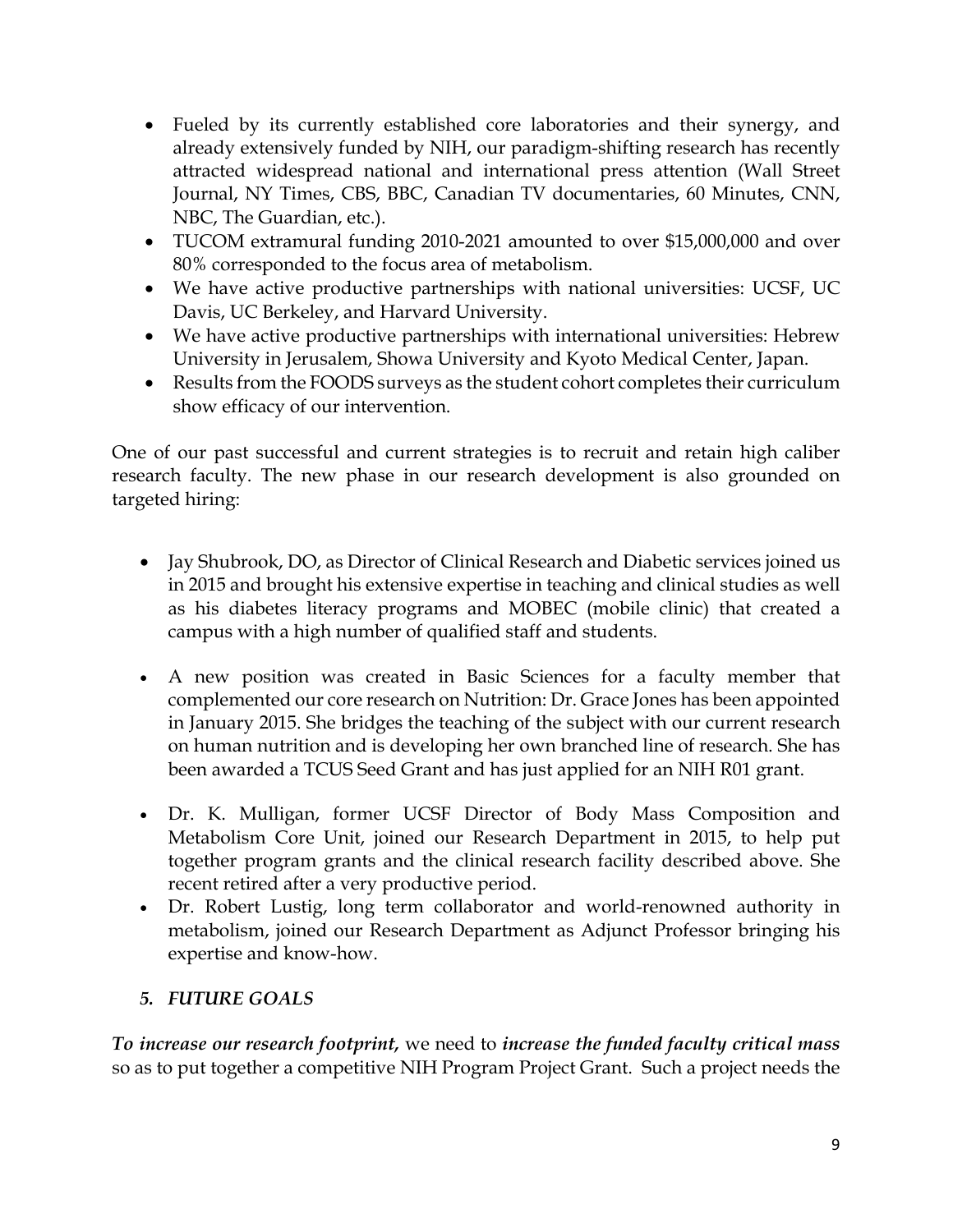- Fueled by its currently established core laboratories and their synergy, and already extensively funded by NIH, our paradigm-shifting research has recently attracted widespread national and international press attention (Wall Street Journal, NY Times, CBS, BBC, Canadian TV documentaries, 60 Minutes, CNN, NBC, The Guardian, etc.).
- TUCOM extramural funding 2010-2021 amounted to over $15,000,000 and over 80% corresponded to the focus area of metabolism.
- We have active productive partnerships with national universities: UCSF, UC Davis, UC Berkeley, and Harvard University.
- We have active productive partnerships with international universities: Hebrew University in Jerusalem, Showa University and Kyoto Medical Center, Japan.
- Results from the FOODS surveys as the student cohort completes their curriculum show efficacy of our intervention.

One of our past successful and current strategies is to recruit and retain high caliber research faculty. The new phase in our research development is also grounded on targeted hiring:

- Jay Shubrook, DO, as Director of Clinical Research and Diabetic services joined us in 2015 and brought his extensive expertise in teaching and clinical studies as well as his diabetes literacy programs and MOBEC (mobile clinic) that created a campus with a high number of qualified staff and students.

- A new position was created in Basic Sciences for a faculty member that complemented our core research on Nutrition: Dr. Grace Jones has been appointed in January 2015. She bridges the teaching of the subject with our current research on human nutrition and is developing her own branched line of research. She has been awarded a TCUS Seed Grant and has just applied for an NIH R01 grant.

- Dr. K. Mulligan, former UCSF Director of Body Mass Composition and Metabolism Core Unit, joined our Research Department in 2015, to help put together program grants and the clinical research facility described above. She recent retired after a very productive period.
- Dr. Robert Lustig, long term collaborator and world-renowned authority in metabolism, joined our Research Department as Adjunct Professor bringing his expertise and know-how.

### *5. FUTURE GOALS*

***To increase our research footprint,*** we need to ***increase the funded faculty critical mass*** so as to put together a competitive NIH Program Project Grant. Such a project needs the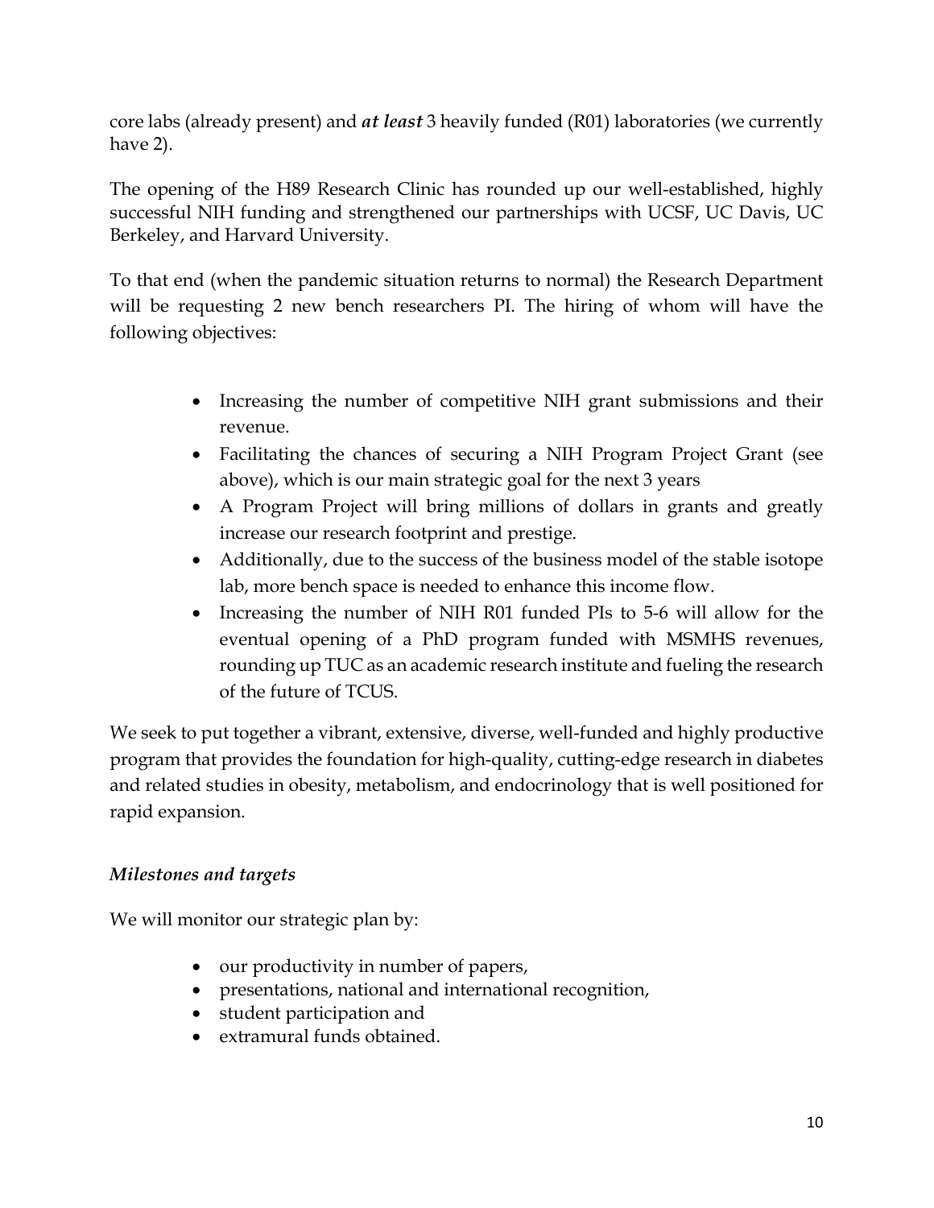core labs (already present) and ***at least*** 3 heavily funded (R01) laboratories (we currently have 2).

The opening of the H89 Research Clinic has rounded up our well-established, highly successful NIH funding and strengthened our partnerships with UCSF, UC Davis, UC Berkeley, and Harvard University.

To that end (when the pandemic situation returns to normal) the Research Department will be requesting 2 new bench researchers PI. The hiring of whom will have the following objectives:

- Increasing the number of competitive NIH grant submissions and their revenue.
- Facilitating the chances of securing a NIH Program Project Grant (see above), which is our main strategic goal for the next 3 years
- A Program Project will bring millions of dollars in grants and greatly increase our research footprint and prestige.
- Additionally, due to the success of the business model of the stable isotope lab, more bench space is needed to enhance this income flow.
- Increasing the number of NIH R01 funded PIs to 5-6 will allow for the eventual opening of a PhD program funded with MSMHS revenues, rounding up TUC as an academic research institute and fueling the research of the future of TCUS.

We seek to put together a vibrant, extensive, diverse, well-funded and highly productive program that provides the foundation for high-quality, cutting-edge research in diabetes and related studies in obesity, metabolism, and endocrinology that is well positioned for rapid expansion.

### *Milestones and targets*

We will monitor our strategic plan by:

- our productivity in number of papers,
- presentations, national and international recognition,
- student participation and
- extramural funds obtained.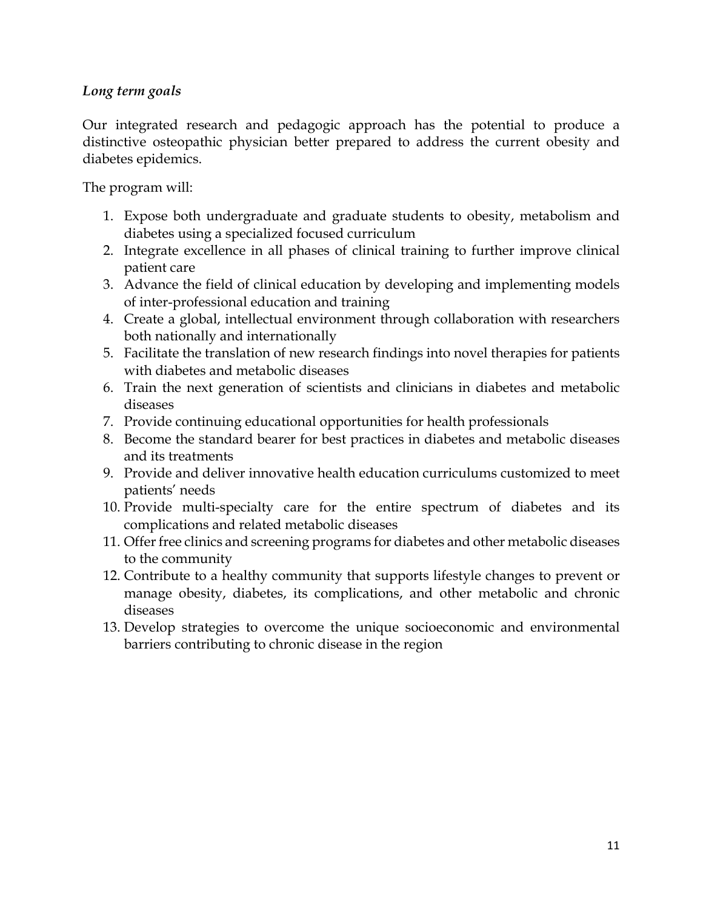*Long term goals*

Our integrated research and pedagogic approach has the potential to produce a distinctive osteopathic physician better prepared to address the current obesity and diabetes epidemics.

The program will:

1. Expose both undergraduate and graduate students to obesity, metabolism and diabetes using a specialized focused curriculum
2. Integrate excellence in all phases of clinical training to further improve clinical patient care
3. Advance the field of clinical education by developing and implementing models of inter-professional education and training
4. Create a global, intellectual environment through collaboration with researchers both nationally and internationally
5. Facilitate the translation of new research findings into novel therapies for patients with diabetes and metabolic diseases
6. Train the next generation of scientists and clinicians in diabetes and metabolic diseases
7. Provide continuing educational opportunities for health professionals
8. Become the standard bearer for best practices in diabetes and metabolic diseases and its treatments
9. Provide and deliver innovative health education curriculums customized to meet patients' needs
10. Provide multi-specialty care for the entire spectrum of diabetes and its complications and related metabolic diseases
11. Offer free clinics and screening programs for diabetes and other metabolic diseases to the community
12. Contribute to a healthy community that supports lifestyle changes to prevent or manage obesity, diabetes, its complications, and other metabolic and chronic diseases
13. Develop strategies to overcome the unique socioeconomic and environmental barriers contributing to chronic disease in the region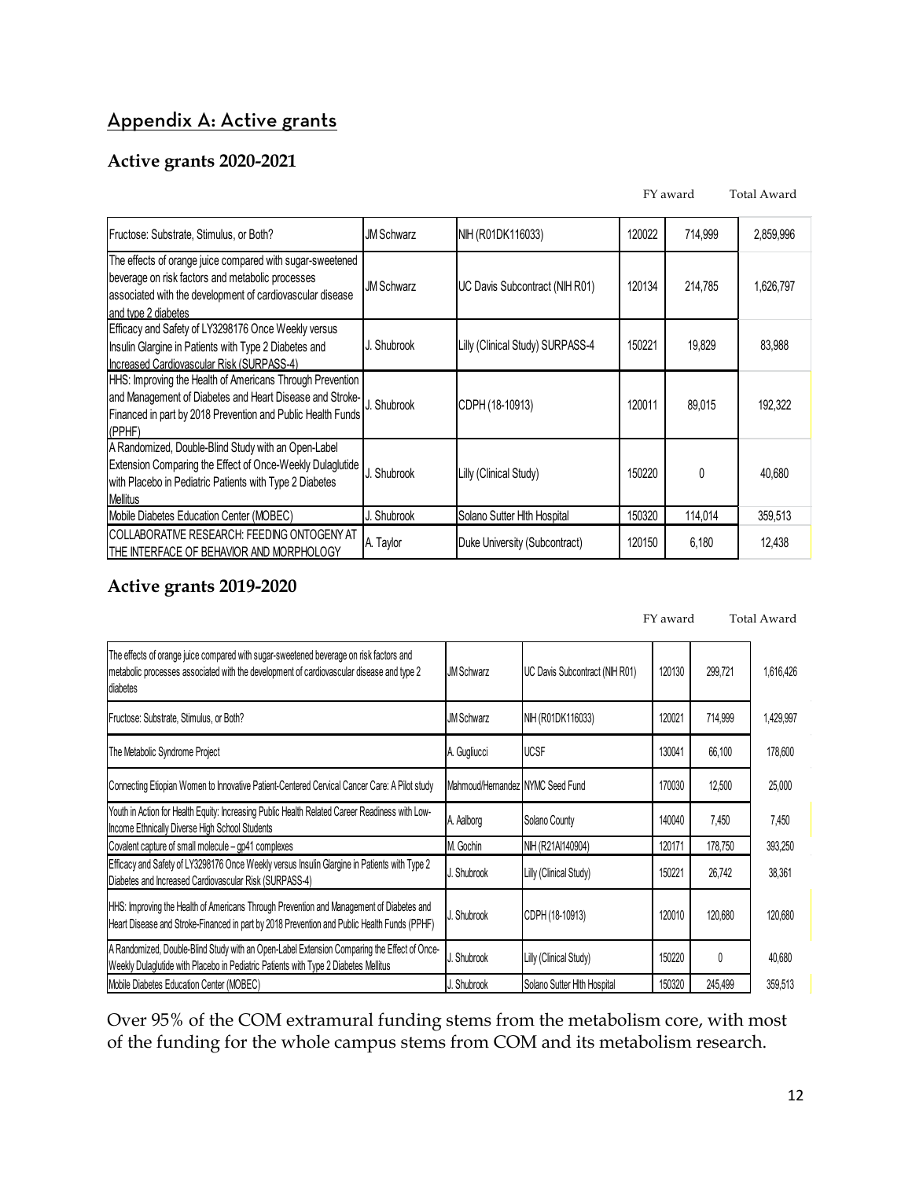## Appendix A: Active grants

### Active grants 2020-2021

| | | | | FY award | Total Award |
|---|---|---|---|---|---|
| Fructose: Substrate, Stimulus, or Both? | JM Schwarz | NIH (R01DK116033) | 120022 | 714,999 | 2,859,996 |
| The effects of orange juice compared with sugar-sweetened beverage on risk factors and metabolic processes associated with the development of cardiovascular disease and type 2 diabetes | JM Schwarz | UC Davis Subcontract (NIH R01) | 120134 | 214,785 | 1,626,797 |
| Efficacy and Safety of LY3298176 Once Weekly versus Insulin Glargine in Patients with Type 2 Diabetes and Increased Cardiovascular Risk (SURPASS-4) | J. Shubrook | Lilly (Clinical Study) SURPASS-4 | 150221 | 19,829 | 83,988 |
| HHS: Improving the Health of Americans Through Prevention and Management of Diabetes and Heart Disease and Stroke-Financed in part by 2018 Prevention and Public Health Funds (PPHF) | J. Shubrook | CDPH (18-10913) | 120011 | 89,015 | 192,322 |
| A Randomized, Double-Blind Study with an Open-Label Extension Comparing the Effect of Once-Weekly Dulaglutide with Placebo in Pediatric Patients with Type 2 Diabetes Mellitus | J. Shubrook | Lilly (Clinical Study) | 150220 | 0 | 40,680 |
| Mobile Diabetes Education Center (MOBEC) | J. Shubrook | Solano Sutter Hlth Hospital | 150320 | 114,014 | 359,513 |
| COLLABORATIVE RESEARCH: FEEDING ONTOGENY AT THE INTERFACE OF BEHAVIOR AND MORPHOLOGY | A. Taylor | Duke University (Subcontract) | 120150 | 6,180 | 12,438 |

### Active grants 2019-2020

| | | | | FY award | Total Award |
|---|---|---|---|---|---|
| The effects of orange juice compared with sugar-sweetened beverage on risk factors and metabolic processes associated with the development of cardiovascular disease and type 2 diabetes | JM Schwarz | UC Davis Subcontract (NIH R01) | 120130 | 299,721 | 1,616,426 |
| Fructose: Substrate, Stimulus, or Both? | JM Schwarz | NIH (R01DK116033) | 120021 | 714,999 | 1,429,997 |
| The Metabolic Syndrome Project | A. Gugliucci | UCSF | 130041 | 66,100 | 178,600 |
| Connecting Etiopian Women to Innovative Patient-Centered Cervical Cancer Care: A Pilot study | Mahmoud/Hernandez | NYMC Seed Fund | 170030 | 12,500 | 25,000 |
| Youth in Action for Health Equity: Increasing Public Health Related Career Readiness with Low-Income Ethnically Diverse High School Students | A. Aalborg | Solano County | 140040 | 7,450 | 7,450 |
| Covalent capture of small molecule – gp41 complexes | M. Gochin | NIH (R21AI140904) | 120171 | 178,750 | 393,250 |
| Efficacy and Safety of LY3298176 Once Weekly versus Insulin Glargine in Patients with Type 2 Diabetes and Increased Cardiovascular Risk (SURPASS-4) | J. Shubrook | Lilly (Clinical Study) | 150221 | 26,742 | 38,361 |
| HHS: Improving the Health of Americans Through Prevention and Management of Diabetes and Heart Disease and Stroke-Financed in part by 2018 Prevention and Public Health Funds (PPHF) | J. Shubrook | CDPH (18-10913) | 120010 | 120,680 | 120,680 |
| A Randomized, Double-Blind Study with an Open-Label Extension Comparing the Effect of Once-Weekly Dulaglutide with Placebo in Pediatric Patients with Type 2 Diabetes Mellitus | J. Shubrook | Lilly (Clinical Study) | 150220 | 0 | 40,680 |
| Mobile Diabetes Education Center (MOBEC) | J. Shubrook | Solano Sutter Hlth Hospital | 150320 | 245,499 | 359,513 |

Over 95% of the COM extramural funding stems from the metabolism core, with most of the funding for the whole campus stems from COM and its metabolism research.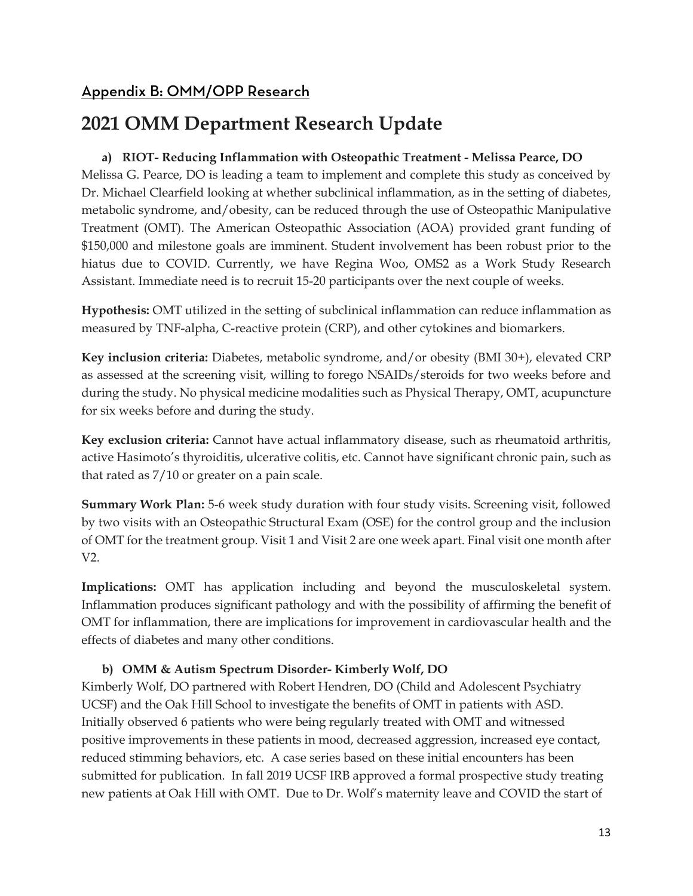## Appendix B: OMM/OPP Research

# 2021 OMM Department Research Update

### a) RIOT- Reducing Inflammation with Osteopathic Treatment - Melissa Pearce, DO

Melissa G. Pearce, DO is leading a team to implement and complete this study as conceived by Dr. Michael Clearfield looking at whether subclinical inflammation, as in the setting of diabetes, metabolic syndrome, and/obesity, can be reduced through the use of Osteopathic Manipulative Treatment (OMT). The American Osteopathic Association (AOA) provided grant funding of $150,000 and milestone goals are imminent. Student involvement has been robust prior to the hiatus due to COVID. Currently, we have Regina Woo, OMS2 as a Work Study Research Assistant. Immediate need is to recruit 15-20 participants over the next couple of weeks.

**Hypothesis:** OMT utilized in the setting of subclinical inflammation can reduce inflammation as measured by TNF-alpha, C-reactive protein (CRP), and other cytokines and biomarkers.

**Key inclusion criteria:** Diabetes, metabolic syndrome, and/or obesity (BMI 30+), elevated CRP as assessed at the screening visit, willing to forego NSAIDs/steroids for two weeks before and during the study. No physical medicine modalities such as Physical Therapy, OMT, acupuncture for six weeks before and during the study.

**Key exclusion criteria:** Cannot have actual inflammatory disease, such as rheumatoid arthritis, active Hasimoto's thyroiditis, ulcerative colitis, etc. Cannot have significant chronic pain, such as that rated as 7/10 or greater on a pain scale.

**Summary Work Plan:** 5-6 week study duration with four study visits. Screening visit, followed by two visits with an Osteopathic Structural Exam (OSE) for the control group and the inclusion of OMT for the treatment group. Visit 1 and Visit 2 are one week apart. Final visit one month after V2.

**Implications:** OMT has application including and beyond the musculoskeletal system. Inflammation produces significant pathology and with the possibility of affirming the benefit of OMT for inflammation, there are implications for improvement in cardiovascular health and the effects of diabetes and many other conditions.

### b) OMM & Autism Spectrum Disorder- Kimberly Wolf, DO

Kimberly Wolf, DO partnered with Robert Hendren, DO (Child and Adolescent Psychiatry UCSF) and the Oak Hill School to investigate the benefits of OMT in patients with ASD. Initially observed 6 patients who were being regularly treated with OMT and witnessed positive improvements in these patients in mood, decreased aggression, increased eye contact, reduced stimming behaviors, etc. A case series based on these initial encounters has been submitted for publication. In fall 2019 UCSF IRB approved a formal prospective study treating new patients at Oak Hill with OMT. Due to Dr. Wolf's maternity leave and COVID the start of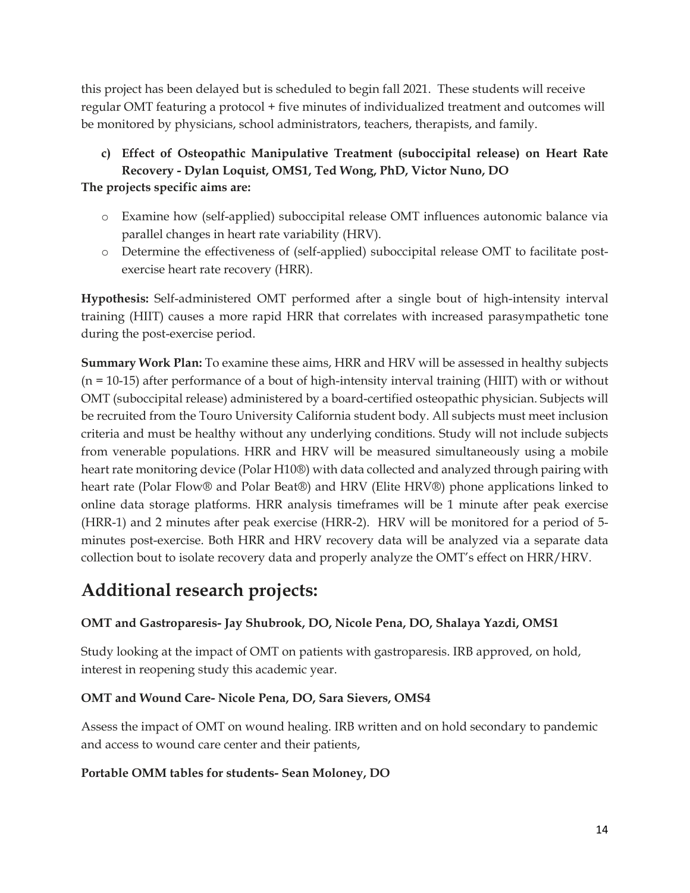this project has been delayed but is scheduled to begin fall 2021. These students will receive regular OMT featuring a protocol + five minutes of individualized treatment and outcomes will be monitored by physicians, school administrators, teachers, therapists, and family.

**c) Effect of Osteopathic Manipulative Treatment (suboccipital release) on Heart Rate Recovery - Dylan Loquist, OMS1, Ted Wong, PhD, Victor Nuno, DO**

**The projects specific aims are:**

- Examine how (self-applied) suboccipital release OMT influences autonomic balance via parallel changes in heart rate variability (HRV).
- Determine the effectiveness of (self-applied) suboccipital release OMT to facilitate post-exercise heart rate recovery (HRR).

**Hypothesis:** Self-administered OMT performed after a single bout of high-intensity interval training (HIIT) causes a more rapid HRR that correlates with increased parasympathetic tone during the post-exercise period.

**Summary Work Plan:** To examine these aims, HRR and HRV will be assessed in healthy subjects (n = 10-15) after performance of a bout of high-intensity interval training (HIIT) with or without OMT (suboccipital release) administered by a board-certified osteopathic physician. Subjects will be recruited from the Touro University California student body. All subjects must meet inclusion criteria and must be healthy without any underlying conditions. Study will not include subjects from venerable populations. HRR and HRV will be measured simultaneously using a mobile heart rate monitoring device (Polar H10®) with data collected and analyzed through pairing with heart rate (Polar Flow® and Polar Beat®) and HRV (Elite HRV®) phone applications linked to online data storage platforms. HRR analysis timeframes will be 1 minute after peak exercise (HRR-1) and 2 minutes after peak exercise (HRR-2). HRV will be monitored for a period of 5-minutes post-exercise. Both HRR and HRV recovery data will be analyzed via a separate data collection bout to isolate recovery data and properly analyze the OMT's effect on HRR/HRV.

# Additional research projects:

**OMT and Gastroparesis- Jay Shubrook, DO, Nicole Pena, DO, Shalaya Yazdi, OMS1**

Study looking at the impact of OMT on patients with gastroparesis. IRB approved, on hold, interest in reopening study this academic year.

**OMT and Wound Care- Nicole Pena, DO, Sara Sievers, OMS4**

Assess the impact of OMT on wound healing. IRB written and on hold secondary to pandemic and access to wound care center and their patients,

**Portable OMM tables for students- Sean Moloney, DO**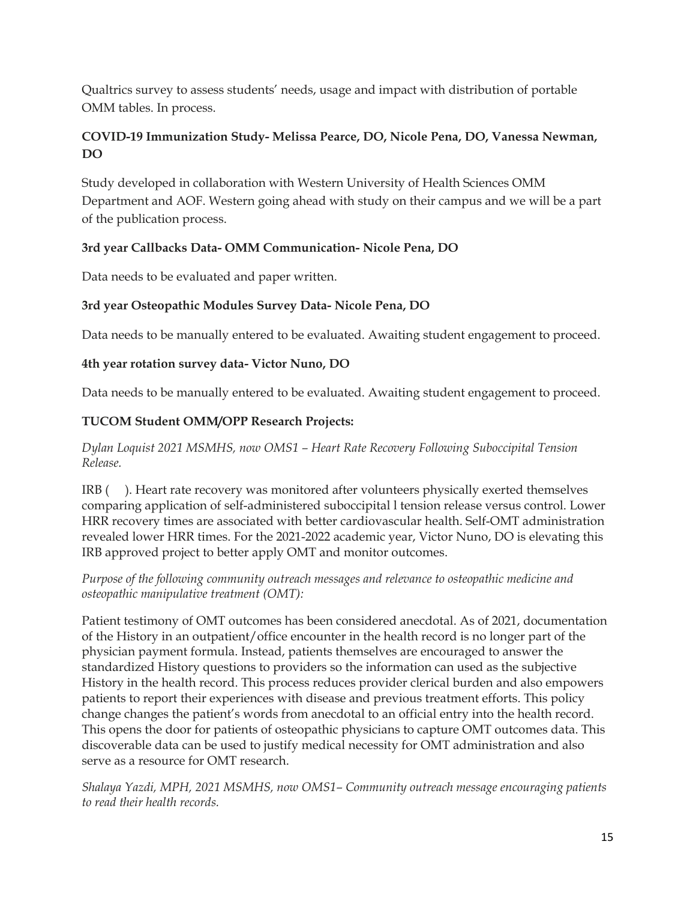Qualtrics survey to assess students' needs, usage and impact with distribution of portable OMM tables. In process.

**COVID-19 Immunization Study- Melissa Pearce, DO, Nicole Pena, DO, Vanessa Newman, DO**

Study developed in collaboration with Western University of Health Sciences OMM Department and AOF. Western going ahead with study on their campus and we will be a part of the publication process.

**3rd year Callbacks Data- OMM Communication- Nicole Pena, DO**

Data needs to be evaluated and paper written.

**3rd year Osteopathic Modules Survey Data- Nicole Pena, DO**

Data needs to be manually entered to be evaluated. Awaiting student engagement to proceed.

**4th year rotation survey data- Victor Nuno, DO**

Data needs to be manually entered to be evaluated. Awaiting student engagement to proceed.

**TUCOM Student OMM/OPP Research Projects:**

*Dylan Loquist 2021 MSMHS, now OMS1 – Heart Rate Recovery Following Suboccipital Tension Release.*

IRB (   ). Heart rate recovery was monitored after volunteers physically exerted themselves comparing application of self-administered suboccipital l tension release versus control. Lower HRR recovery times are associated with better cardiovascular health. Self-OMT administration revealed lower HRR times. For the 2021-2022 academic year, Victor Nuno, DO is elevating this IRB approved project to better apply OMT and monitor outcomes.

*Purpose of the following community outreach messages and relevance to osteopathic medicine and osteopathic manipulative treatment (OMT):*

Patient testimony of OMT outcomes has been considered anecdotal. As of 2021, documentation of the History in an outpatient/office encounter in the health record is no longer part of the physician payment formula. Instead, patients themselves are encouraged to answer the standardized History questions to providers so the information can used as the subjective History in the health record. This process reduces provider clerical burden and also empowers patients to report their experiences with disease and previous treatment efforts. This policy change changes the patient's words from anecdotal to an official entry into the health record. This opens the door for patients of osteopathic physicians to capture OMT outcomes data. This discoverable data can be used to justify medical necessity for OMT administration and also serve as a resource for OMT research.

*Shalaya Yazdi, MPH, 2021 MSMHS, now OMS1– Community outreach message encouraging patients to read their health records.*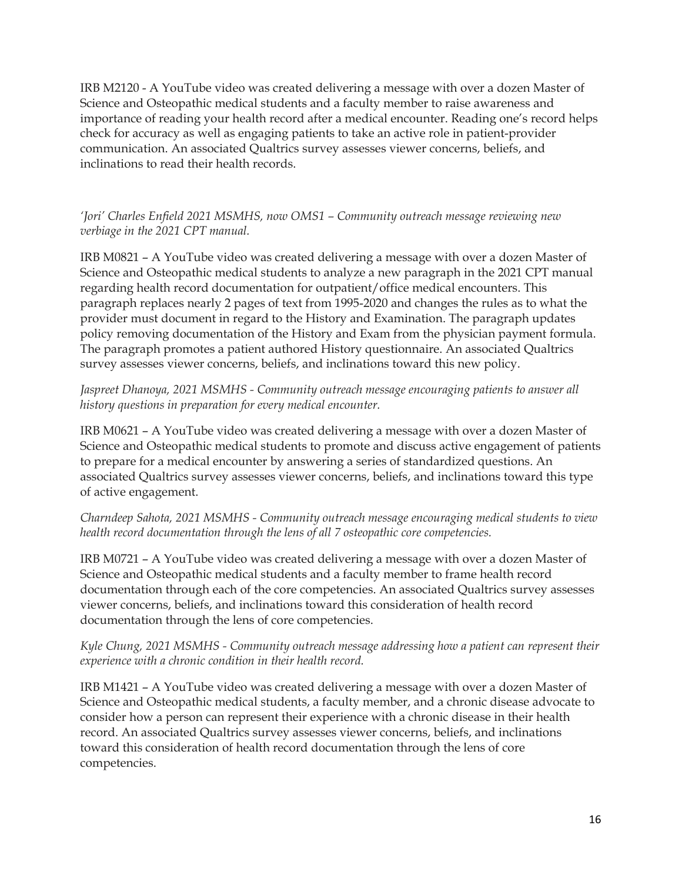IRB M2120 - A YouTube video was created delivering a message with over a dozen Master of Science and Osteopathic medical students and a faculty member to raise awareness and importance of reading your health record after a medical encounter. Reading one's record helps check for accuracy as well as engaging patients to take an active role in patient-provider communication. An associated Qualtrics survey assesses viewer concerns, beliefs, and inclinations to read their health records.

*'Jori' Charles Enfield 2021 MSMHS, now OMS1 – Community outreach message reviewing new verbiage in the 2021 CPT manual.*

IRB M0821 – A YouTube video was created delivering a message with over a dozen Master of Science and Osteopathic medical students to analyze a new paragraph in the 2021 CPT manual regarding health record documentation for outpatient/office medical encounters. This paragraph replaces nearly 2 pages of text from 1995-2020 and changes the rules as to what the provider must document in regard to the History and Examination. The paragraph updates policy removing documentation of the History and Exam from the physician payment formula. The paragraph promotes a patient authored History questionnaire. An associated Qualtrics survey assesses viewer concerns, beliefs, and inclinations toward this new policy.

*Jaspreet Dhanoya, 2021 MSMHS - Community outreach message encouraging patients to answer all history questions in preparation for every medical encounter.*

IRB M0621 – A YouTube video was created delivering a message with over a dozen Master of Science and Osteopathic medical students to promote and discuss active engagement of patients to prepare for a medical encounter by answering a series of standardized questions. An associated Qualtrics survey assesses viewer concerns, beliefs, and inclinations toward this type of active engagement.

*Charndeep Sahota, 2021 MSMHS - Community outreach message encouraging medical students to view health record documentation through the lens of all 7 osteopathic core competencies.*

IRB M0721 – A YouTube video was created delivering a message with over a dozen Master of Science and Osteopathic medical students and a faculty member to frame health record documentation through each of the core competencies. An associated Qualtrics survey assesses viewer concerns, beliefs, and inclinations toward this consideration of health record documentation through the lens of core competencies.

*Kyle Chung, 2021 MSMHS - Community outreach message addressing how a patient can represent their experience with a chronic condition in their health record.*

IRB M1421 – A YouTube video was created delivering a message with over a dozen Master of Science and Osteopathic medical students, a faculty member, and a chronic disease advocate to consider how a person can represent their experience with a chronic disease in their health record. An associated Qualtrics survey assesses viewer concerns, beliefs, and inclinations toward this consideration of health record documentation through the lens of core competencies.